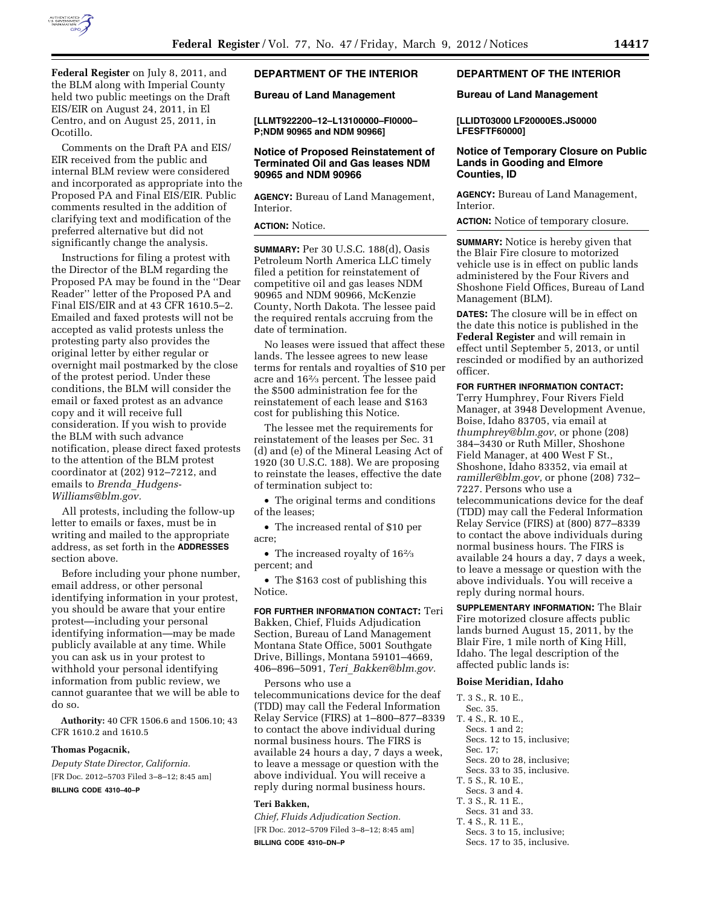**Federal Register** on July 8, 2011, and the BLM along with Imperial County held two public meetings on the Draft EIS/EIR on August 24, 2011, in El Centro, and on August 25, 2011, in Ocotillo.

Comments on the Draft PA and EIS/EIR received from the public and internal BLM review were considered and incorporated as appropriate into the Proposed PA and Final EIS/EIR. Public comments resulted in the addition of clarifying text and modification of the preferred alternative but did not significantly change the analysis.

Instructions for filing a protest with the Director of the BLM regarding the Proposed PA may be found in the ''Dear Reader'' letter of the Proposed PA and Final EIS/EIR and at 43 CFR 1610.5–2. Emailed and faxed protests will not be accepted as valid protests unless the protesting party also provides the original letter by either regular or overnight mail postmarked by the close of the protest period. Under these conditions, the BLM will consider the email or faxed protest as an advance copy and it will receive full consideration. If you wish to provide the BLM with such advance notification, please direct faxed protests to the attention of the BLM protest coordinator at (202) 912–7212, and emails to *Brenda_Hudgens-Williams@blm.gov.*

All protests, including the follow-up letter to emails or faxes, must be in writing and mailed to the appropriate address, as set forth in the **ADDRESSES** section above.

Before including your phone number, email address, or other personal identifying information in your protest, you should be aware that your entire protest—including your personal identifying information—may be made publicly available at any time. While you can ask us in your protest to withhold your personal identifying information from public review, we cannot guarantee that we will be able to do so.

**Authority:** 40 CFR 1506.6 and 1506.10; 43 CFR 1610.2 and 1610.5

**Thomas Pogacnik,**

*Deputy State Director, California.*

[FR Doc. 2012–5703 Filed 3–8–12; 8:45 am]

**BILLING CODE 4310–40–P**

## DEPARTMENT OF THE INTERIOR

### Bureau of Land Management

**[LLMT922200–12–L13100000–FI0000–P;NDM 90965 and NDM 90966]**

### Notice of Proposed Reinstatement of Terminated Oil and Gas leases NDM 90965 and NDM 90966

**AGENCY:** Bureau of Land Management, Interior.

**ACTION:** Notice.

**SUMMARY:** Per 30 U.S.C. 188(d), Oasis Petroleum North America LLC timely filed a petition for reinstatement of competitive oil and gas leases NDM 90965 and NDM 90966, McKenzie County, North Dakota. The lessee paid the required rentals accruing from the date of termination.

No leases were issued that affect these lands. The lessee agrees to new lease terms for rentals and royalties of $10 per acre and 16⅔ percent. The lessee paid the $500 administration fee for the reinstatement of each lease and $163 cost for publishing this Notice.

The lessee met the requirements for reinstatement of the leases per Sec. 31 (d) and (e) of the Mineral Leasing Act of 1920 (30 U.S.C. 188). We are proposing to reinstate the leases, effective the date of termination subject to:

- The original terms and conditions of the leases;
- The increased rental of $10 per acre;
- The increased royalty of 16⅔ percent; and
- The $163 cost of publishing this Notice.

**FOR FURTHER INFORMATION CONTACT:** Teri Bakken, Chief, Fluids Adjudication Section, Bureau of Land Management Montana State Office, 5001 Southgate Drive, Billings, Montana 59101–4669, 406–896–5091, *Teri_Bakken@blm.gov.*

Persons who use a telecommunications device for the deaf (TDD) may call the Federal Information Relay Service (FIRS) at 1–800–877–8339 to contact the above individual during normal business hours. The FIRS is available 24 hours a day, 7 days a week, to leave a message or question with the above individual. You will receive a reply during normal business hours.

**Teri Bakken,**

*Chief, Fluids Adjudication Section.*

[FR Doc. 2012–5709 Filed 3–8–12; 8:45 am]

**BILLING CODE 4310–DN–P**

## DEPARTMENT OF THE INTERIOR

### Bureau of Land Management

**[LLIDT03000 LF20000ES.JS0000 LFESFTF60000]**

### Notice of Temporary Closure on Public Lands in Gooding and Elmore Counties, ID

**AGENCY:** Bureau of Land Management, Interior.

**ACTION:** Notice of temporary closure.

**SUMMARY:** Notice is hereby given that the Blair Fire closure to motorized vehicle use is in effect on public lands administered by the Four Rivers and Shoshone Field Offices, Bureau of Land Management (BLM).

**DATES:** The closure will be in effect on the date this notice is published in the **Federal Register** and will remain in effect until September 5, 2013, or until rescinded or modified by an authorized officer.

**FOR FURTHER INFORMATION CONTACT:** Terry Humphrey, Four Rivers Field Manager, at 3948 Development Avenue, Boise, Idaho 83705, via email at *thumphrey@blm.gov*, or phone (208) 384–3430 or Ruth Miller, Shoshone Field Manager, at 400 West F St., Shoshone, Idaho 83352, via email at *ramiller@blm.gov,* or phone (208) 732–7227. Persons who use a telecommunications device for the deaf (TDD) may call the Federal Information Relay Service (FIRS) at (800) 877–8339 to contact the above individuals during normal business hours. The FIRS is available 24 hours a day, 7 days a week, to leave a message or question with the above individuals. You will receive a reply during normal hours.

**SUPPLEMENTARY INFORMATION:** The Blair Fire motorized closure affects public lands burned August 15, 2011, by the Blair Fire, 1 mile north of King Hill, Idaho. The legal description of the affected public lands is:

**Boise Meridian, Idaho**

T. 3 S., R. 10 E.,
  Sec. 35.
T. 4 S., R. 10 E.,
  Secs. 1 and 2;
  Secs. 12 to 15, inclusive;
  Sec. 17;
  Secs. 20 to 28, inclusive;
  Secs. 33 to 35, inclusive.
T. 5 S., R. 10 E.,
  Secs. 3 and 4.
T. 3 S., R. 11 E.,
  Secs. 31 and 33.
T. 4 S., R. 11 E.,
  Secs. 3 to 15, inclusive;
  Secs. 17 to 35, inclusive.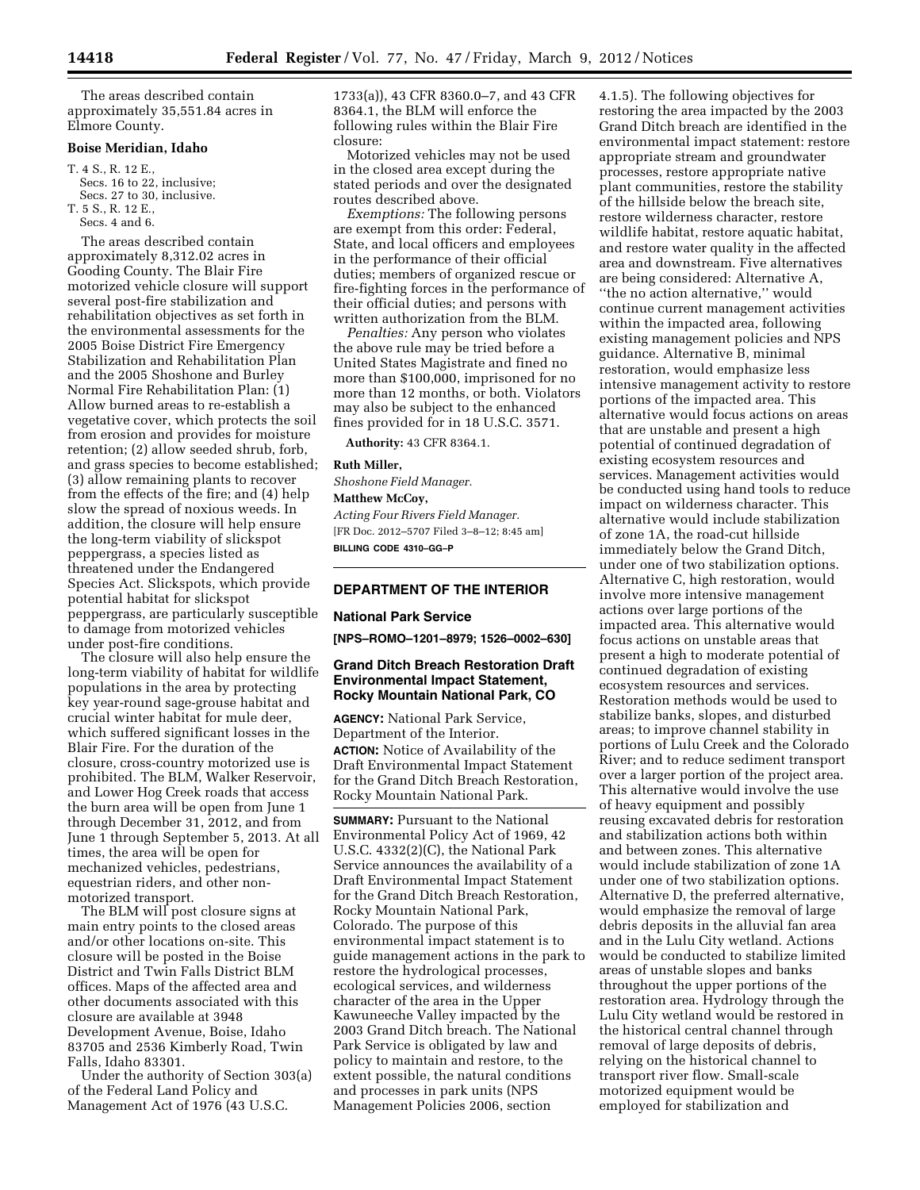The areas described contain approximately 35,551.84 acres in Elmore County.

**Boise Meridian, Idaho**

T. 4 S., R. 12 E.,
Secs. 16 to 22, inclusive;
Secs. 27 to 30, inclusive.
T. 5 S., R. 12 E.,
Secs. 4 and 6.

The areas described contain approximately 8,312.02 acres in Gooding County. The Blair Fire motorized vehicle closure will support several post-fire stabilization and rehabilitation objectives as set forth in the environmental assessments for the 2005 Boise District Fire Emergency Stabilization and Rehabilitation Plan and the 2005 Shoshone and Burley Normal Fire Rehabilitation Plan: (1) Allow burned areas to re-establish a vegetative cover, which protects the soil from erosion and provides for moisture retention; (2) allow seeded shrub, forb, and grass species to become established; (3) allow remaining plants to recover from the effects of the fire; and (4) help slow the spread of noxious weeds. In addition, the closure will help ensure the long-term viability of slickspot peppergrass, a species listed as threatened under the Endangered Species Act. Slickspots, which provide potential habitat for slickspot peppergrass, are particularly susceptible to damage from motorized vehicles under post-fire conditions.

The closure will also help ensure the long-term viability of habitat for wildlife populations in the area by protecting key year-round sage-grouse habitat and crucial winter habitat for mule deer, which suffered significant losses in the Blair Fire. For the duration of the closure, cross-country motorized use is prohibited. The BLM, Walker Reservoir, and Lower Hog Creek roads that access the burn area will be open from June 1 through December 31, 2012, and from June 1 through September 5, 2013. At all times, the area will be open for mechanized vehicles, pedestrians, equestrian riders, and other non-motorized transport.

The BLM will post closure signs at main entry points to the closed areas and/or other locations on-site. This closure will be posted in the Boise District and Twin Falls District BLM offices. Maps of the affected area and other documents associated with this closure are available at 3948 Development Avenue, Boise, Idaho 83705 and 2536 Kimberly Road, Twin Falls, Idaho 83301.

Under the authority of Section 303(a) of the Federal Land Policy and Management Act of 1976 (43 U.S.C. 1733(a)), 43 CFR 8360.0–7, and 43 CFR 8364.1, the BLM will enforce the following rules within the Blair Fire closure:

Motorized vehicles may not be used in the closed area except during the stated periods and over the designated routes described above.

*Exemptions:* The following persons are exempt from this order: Federal, State, and local officers and employees in the performance of their official duties; members of organized rescue or fire-fighting forces in the performance of their official duties; and persons with written authorization from the BLM.

*Penalties:* Any person who violates the above rule may be tried before a United States Magistrate and fined no more than $100,000, imprisoned for no more than 12 months, or both. Violators may also be subject to the enhanced fines provided for in 18 U.S.C. 3571.

**Authority:** 43 CFR 8364.1.

**Ruth Miller,**
*Shoshone Field Manager.*

**Matthew McCoy,**
*Acting Four Rivers Field Manager.*

[FR Doc. 2012–5707 Filed 3–8–12; 8:45 am]

**BILLING CODE 4310–GG–P**

## DEPARTMENT OF THE INTERIOR

### National Park Service

**[NPS–ROMO–1201–8979; 1526–0002–630]**

### Grand Ditch Breach Restoration Draft Environmental Impact Statement, Rocky Mountain National Park, CO

**AGENCY:** National Park Service, Department of the Interior.

**ACTION:** Notice of Availability of the Draft Environmental Impact Statement for the Grand Ditch Breach Restoration, Rocky Mountain National Park.

**SUMMARY:** Pursuant to the National Environmental Policy Act of 1969, 42 U.S.C. 4332(2)(C), the National Park Service announces the availability of a Draft Environmental Impact Statement for the Grand Ditch Breach Restoration, Rocky Mountain National Park, Colorado. The purpose of this environmental impact statement is to guide management actions in the park to restore the hydrological processes, ecological services, and wilderness character of the area in the Upper Kawuneeche Valley impacted by the 2003 Grand Ditch breach. The National Park Service is obligated by law and policy to maintain and restore, to the extent possible, the natural conditions and processes in park units (NPS Management Policies 2006, section 4.1.5). The following objectives for restoring the area impacted by the 2003 Grand Ditch breach are identified in the environmental impact statement: restore appropriate stream and groundwater processes, restore appropriate native plant communities, restore the stability of the hillside below the breach site, restore wilderness character, restore wildlife habitat, restore aquatic habitat, and restore water quality in the affected area and downstream. Five alternatives are being considered: Alternative A, "the no action alternative," would continue current management activities within the impacted area, following existing management policies and NPS guidance. Alternative B, minimal restoration, would emphasize less intensive management activity to restore portions of the impacted area. This alternative would focus actions on areas that are unstable and present a high potential of continued degradation of existing ecosystem resources and services. Management activities would be conducted using hand tools to reduce impact on wilderness character. This alternative would include stabilization of zone 1A, the road-cut hillside immediately below the Grand Ditch, under one of two stabilization options. Alternative C, high restoration, would involve more intensive management actions over large portions of the impacted area. This alternative would focus actions on unstable areas that present a high to moderate potential of continued degradation of existing ecosystem resources and services. Restoration methods would be used to stabilize banks, slopes, and disturbed areas; to improve channel stability in portions of Lulu Creek and the Colorado River; and to reduce sediment transport over a larger portion of the project area. This alternative would involve the use of heavy equipment and possibly reusing excavated debris for restoration and stabilization actions both within and between zones. This alternative would include stabilization of zone 1A under one of two stabilization options. Alternative D, the preferred alternative, would emphasize the removal of large debris deposits in the alluvial fan area and in the Lulu City wetland. Actions would be conducted to stabilize limited areas of unstable slopes and banks throughout the upper portions of the restoration area. Hydrology through the Lulu City wetland would be restored in the historical central channel through removal of large deposits of debris, relying on the historical channel to transport river flow. Small-scale motorized equipment would be employed for stabilization and